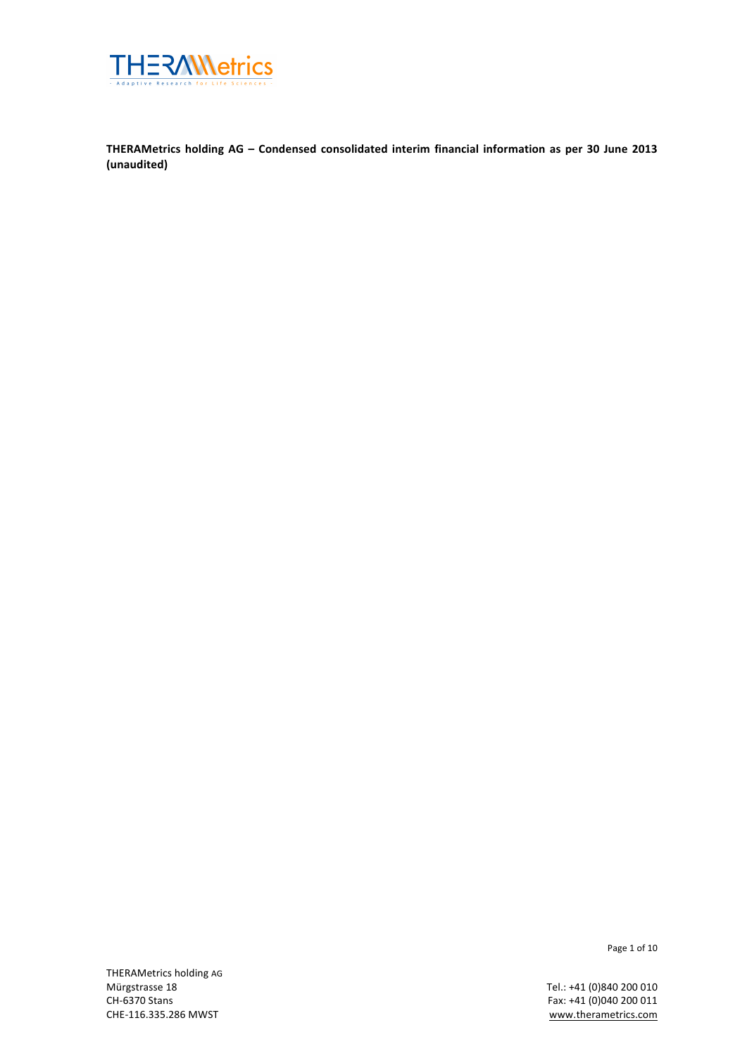**THERAMetrics holding AG – Condensed consolidated interim financial information as per 30 June 2013 (unaudited)**

THERAMetrics holding AG
Mürgstrasse 18
CH-6370 Stans
CHE-116.335.286 MWST

Tel.: +41 (0)840 200 010
Fax: +41 (0)040 200 011
www.therametrics.com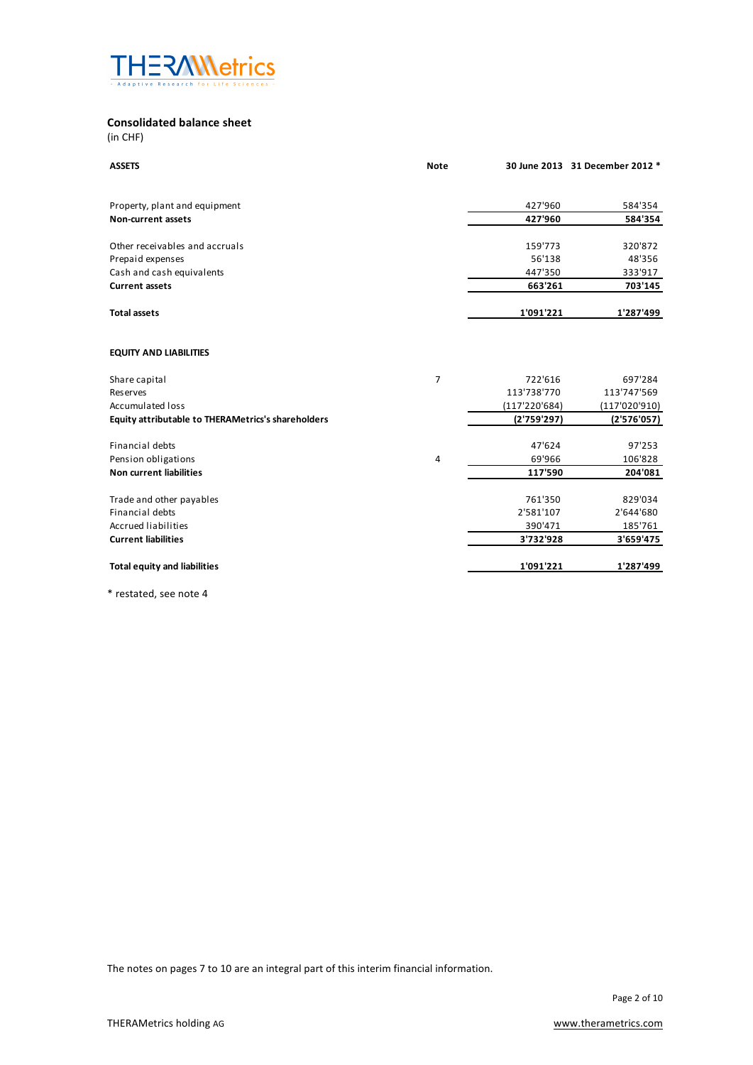## Consolidated balance sheet

(in CHF)

| ASSETS | Note | 30 June 2013 | 31 December 2012 * |
|---|---|---|---|
| Property, plant and equipment | | 427'960 | 584'354 |
| **Non-current assets** | | **427'960** | **584'354** |
| Other receivables and accruals | | 159'773 | 320'872 |
| Prepaid expenses | | 56'138 | 48'356 |
| Cash and cash equivalents | | 447'350 | 333'917 |
| **Current assets** | | **663'261** | **703'145** |
| **Total assets** | | **1'091'221** | **1'287'499** |
| **EQUITY AND LIABILITIES** | | | |
| Share capital | 7 | 722'616 | 697'284 |
| Reserves | | 113'738'770 | 113'747'569 |
| Accumulated loss | | (117'220'684) | (117'020'910) |
| **Equity attributable to THERAMetrics's shareholders** | | **(2'759'297)** | **(2'576'057)** |
| Financial debts | | 47'624 | 97'253 |
| Pension obligations | 4 | 69'966 | 106'828 |
| **Non current liabilities** | | **117'590** | **204'081** |
| Trade and other payables | | 761'350 | 829'034 |
| Financial debts | | 2'581'107 | 2'644'680 |
| Accrued liabilities | | 390'471 | 185'761 |
| **Current liabilities** | | **3'732'928** | **3'659'475** |
| **Total equity and liabilities** | | **1'091'221** | **1'287'499** |

* restated, see note 4

The notes on pages 7 to 10 are an integral part of this interim financial information.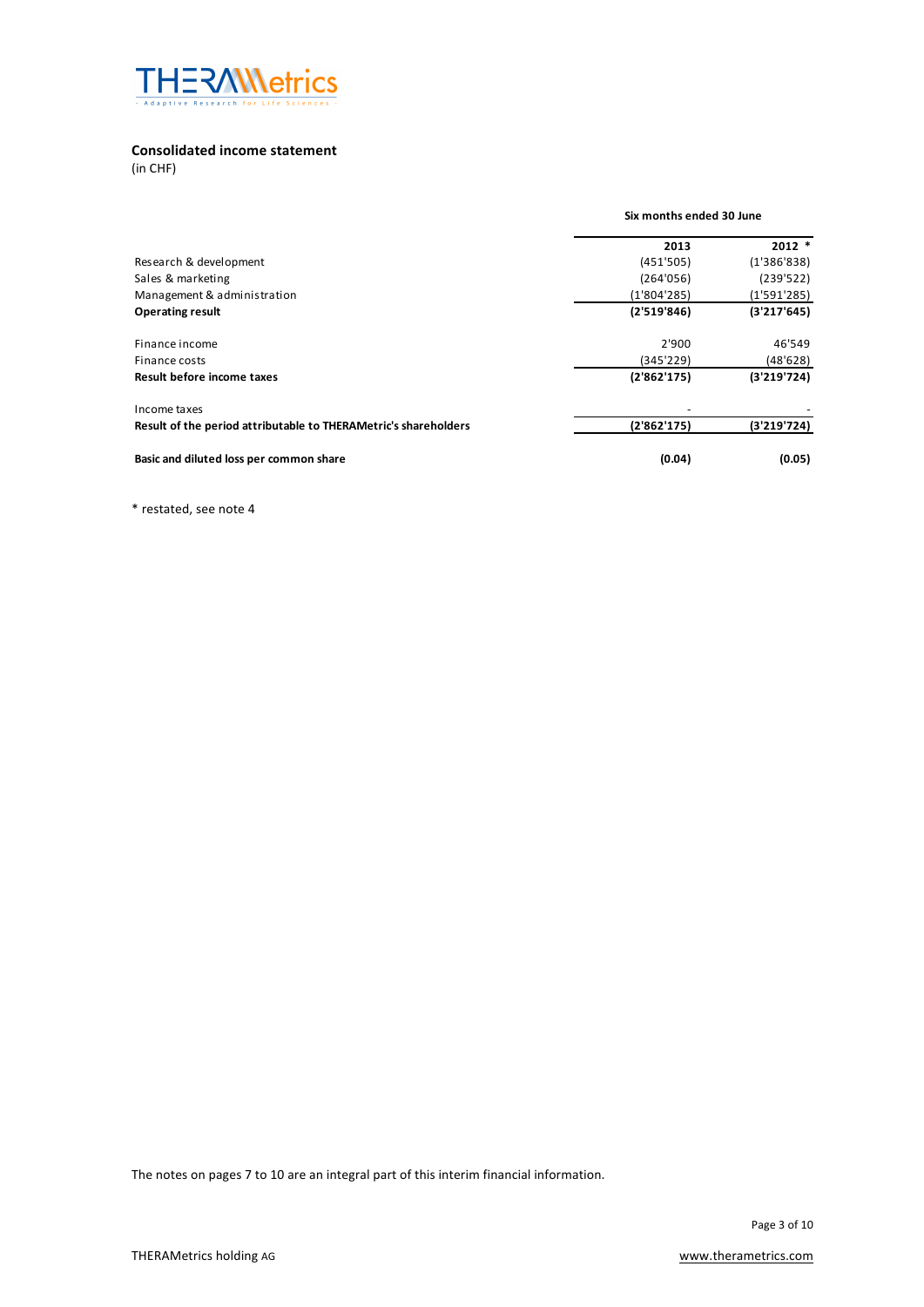## Consolidated income statement

(in CHF)

| | Six months ended 30 June | |
|---|---|---|
| | **2013** | **2012 *** |
| Research & development | (451'505) | (1'386'838) |
| Sales & marketing | (264'056) | (239'522) |
| Management & administration | (1'804'285) | (1'591'285) |
| **Operating result** | **(2'519'846)** | **(3'217'645)** |
| | | |
| Finance income | 2'900 | 46'549 |
| Finance costs | (345'229) | (48'628) |
| **Result before income taxes** | **(2'862'175)** | **(3'219'724)** |
| | | |
| Income taxes | - | - |
| **Result of the period attributable to THERAMetric's shareholders** | **(2'862'175)** | **(3'219'724)** |
| | | |
| **Basic and diluted loss per common share** | **(0.04)** | **(0.05)** |

* restated, see note 4

The notes on pages 7 to 10 are an integral part of this interim financial information.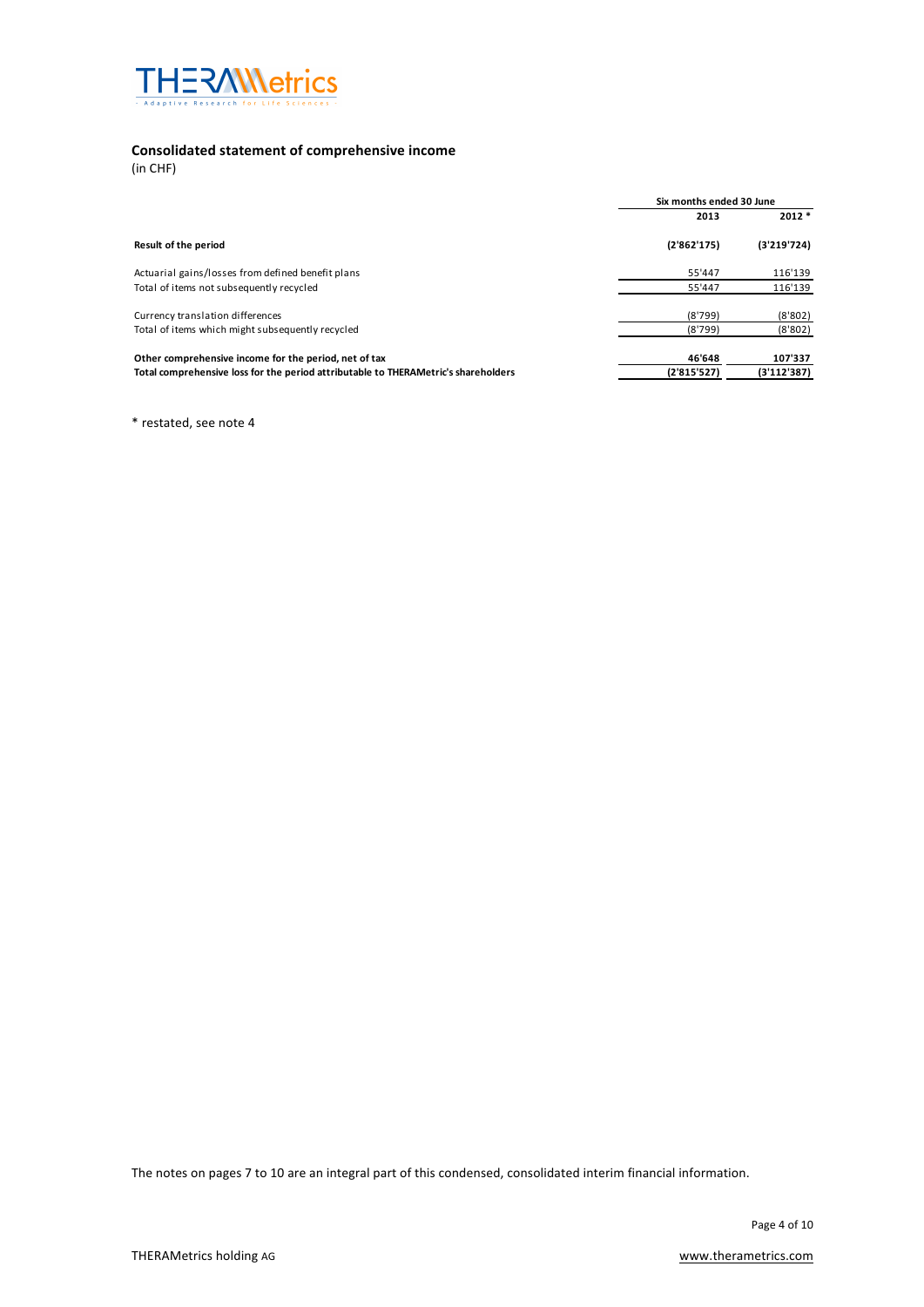## Consolidated statement of comprehensive income

(in CHF)

| | Six months ended 30 June | |
|---|---|---|
| | 2013 | 2012 * |
| **Result of the period** | **(2'862'175)** | **(3'219'724)** |
| Actuarial gains/losses from defined benefit plans | 55'447 | 116'139 |
| Total of items not subsequently recycled | 55'447 | 116'139 |
| Currency translation differences | (8'799) | (8'802) |
| Total of items which might subsequently recycled | (8'799) | (8'802) |
| **Other comprehensive income for the period, net of tax** | **46'648** | **107'337** |
| **Total comprehensive loss for the period attributable to THERAMetric's shareholders** | **(2'815'527)** | **(3'112'387)** |

\* restated, see note 4

The notes on pages 7 to 10 are an integral part of this condensed, consolidated interim financial information.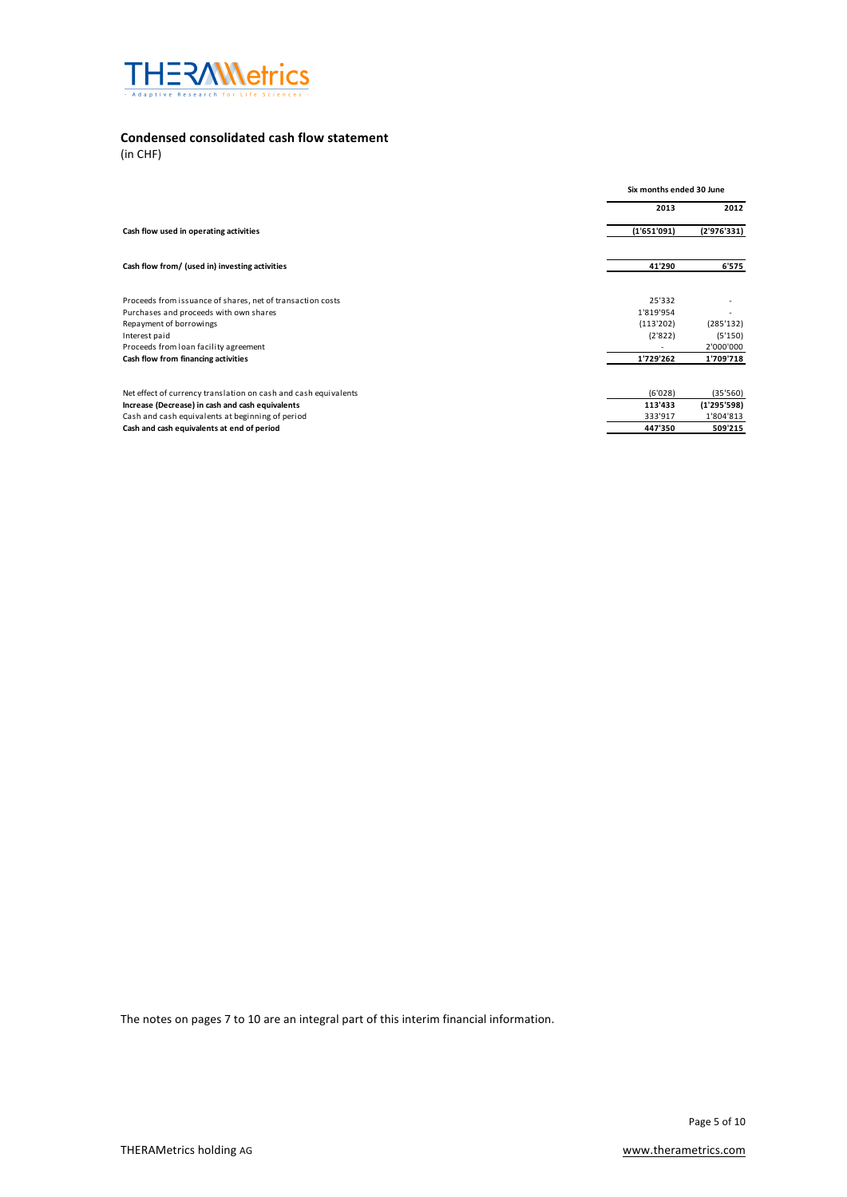## Condensed consolidated cash flow statement

(in CHF)

| | Six months ended 30 June | |
|---|---|---|
| | **2013** | **2012** |
| **Cash flow used in operating activities** | **(1'651'091)** | **(2'976'331)** |
| | | |
| **Cash flow from/ (used in) investing activities** | **41'290** | **6'575** |
| | | |
| Proceeds from issuance of shares, net of transaction costs | 25'332 | - |
| Purchases and proceeds with own shares | 1'819'954 | - |
| Repayment of borrowings | (113'202) | (285'132) |
| Interest paid | (2'822) | (5'150) |
| Proceeds from loan facility agreement | - | 2'000'000 |
| **Cash flow from financing activities** | **1'729'262** | **1'709'718** |
| | | |
| Net effect of currency translation on cash and cash equivalents | (6'028) | (35'560) |
| **Increase (Decrease) in cash and cash equivalents** | **113'433** | **(1'295'598)** |
| Cash and cash equivalents at beginning of period | 333'917 | 1'804'813 |
| **Cash and cash equivalents at end of period** | **447'350** | **509'215** |

The notes on pages 7 to 10 are an integral part of this interim financial information.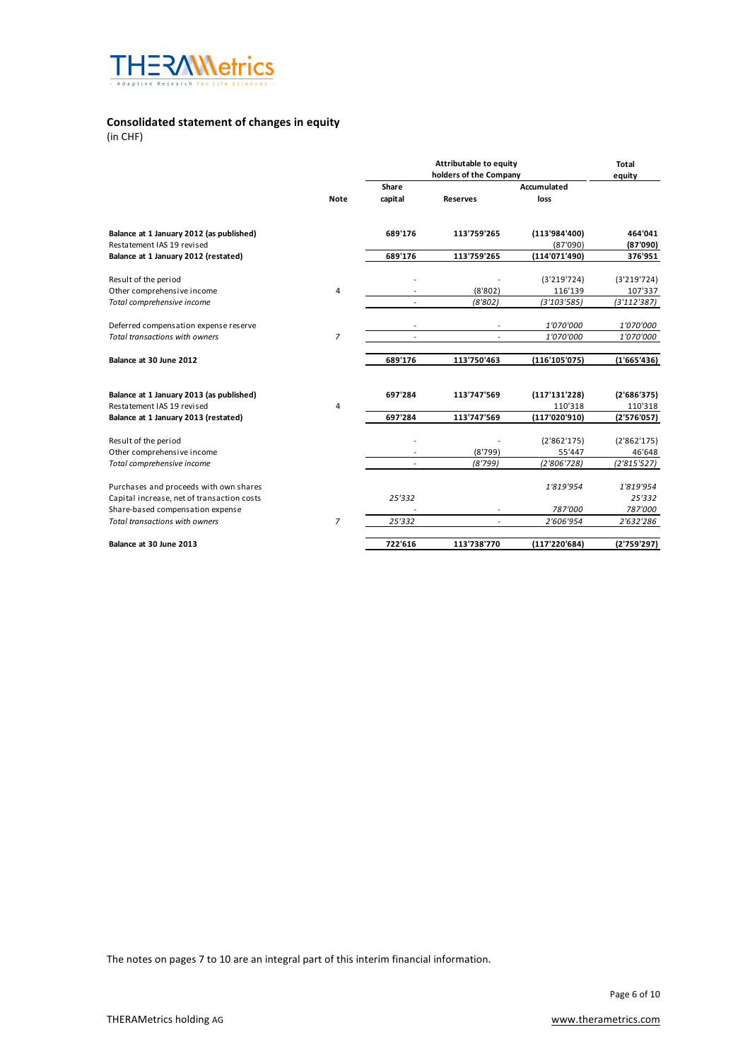## Consolidated statement of changes in equity

(in CHF)

| | Note | Attributable to equity holders of the Company | | | Total equity |
|---|---|---|---|---|---|
| | | Share capital | Reserves | Accumulated loss | |
| **Balance at 1 January 2012 (as published)** | | **689'176** | **113'759'265** | **(113'984'400)** | **464'041** |
| Restatement IAS 19 revised | | | | (87'090) | **(87'090)** |
| **Balance at 1 January 2012 (restated)** | | **689'176** | **113'759'265** | **(114'071'490)** | **376'951** |
| Result of the period | | - | - | (3'219'724) | (3'219'724) |
| Other comprehensive income | 4 | - | (8'802) | 116'139 | 107'337 |
| *Total comprehensive income* | | - | *(8'802)* | *(3'103'585)* | *(3'112'387)* |
| Deferred compensation expense reserve | | - | - | *1'070'000* | *1'070'000* |
| *Total transactions with owners* | *7* | - | - | *1'070'000* | *1'070'000* |
| **Balance at 30 June 2012** | | **689'176** | **113'750'463** | **(116'105'075)** | **(1'665'436)** |
| **Balance at 1 January 2013 (as published)** | | **697'284** | **113'747'569** | **(117'131'228)** | **(2'686'375)** |
| Restatement IAS 19 revised | 4 | | | 110'318 | 110'318 |
| **Balance at 1 January 2013 (restated)** | | **697'284** | **113'747'569** | **(117'020'910)** | **(2'576'057)** |
| Result of the period | | - | - | (2'862'175) | (2'862'175) |
| Other comprehensive income | | - | (8'799) | 55'447 | 46'648 |
| *Total comprehensive income* | | - | *(8'799)* | *(2'806'728)* | *(2'815'527)* |
| Purchases and proceeds with own shares | | | | *1'819'954* | *1'819'954* |
| Capital increase, net of transaction costs | | *25'332* | | | *25'332* |
| Share-based compensation expense | | - | - | *787'000* | *787'000* |
| *Total transactions with owners* | *7* | *25'332* | - | *2'606'954* | *2'632'286* |
| **Balance at 30 June 2013** | | **722'616** | **113'738'770** | **(117'220'684)** | **(2'759'297)** |

The notes on pages 7 to 10 are an integral part of this interim financial information.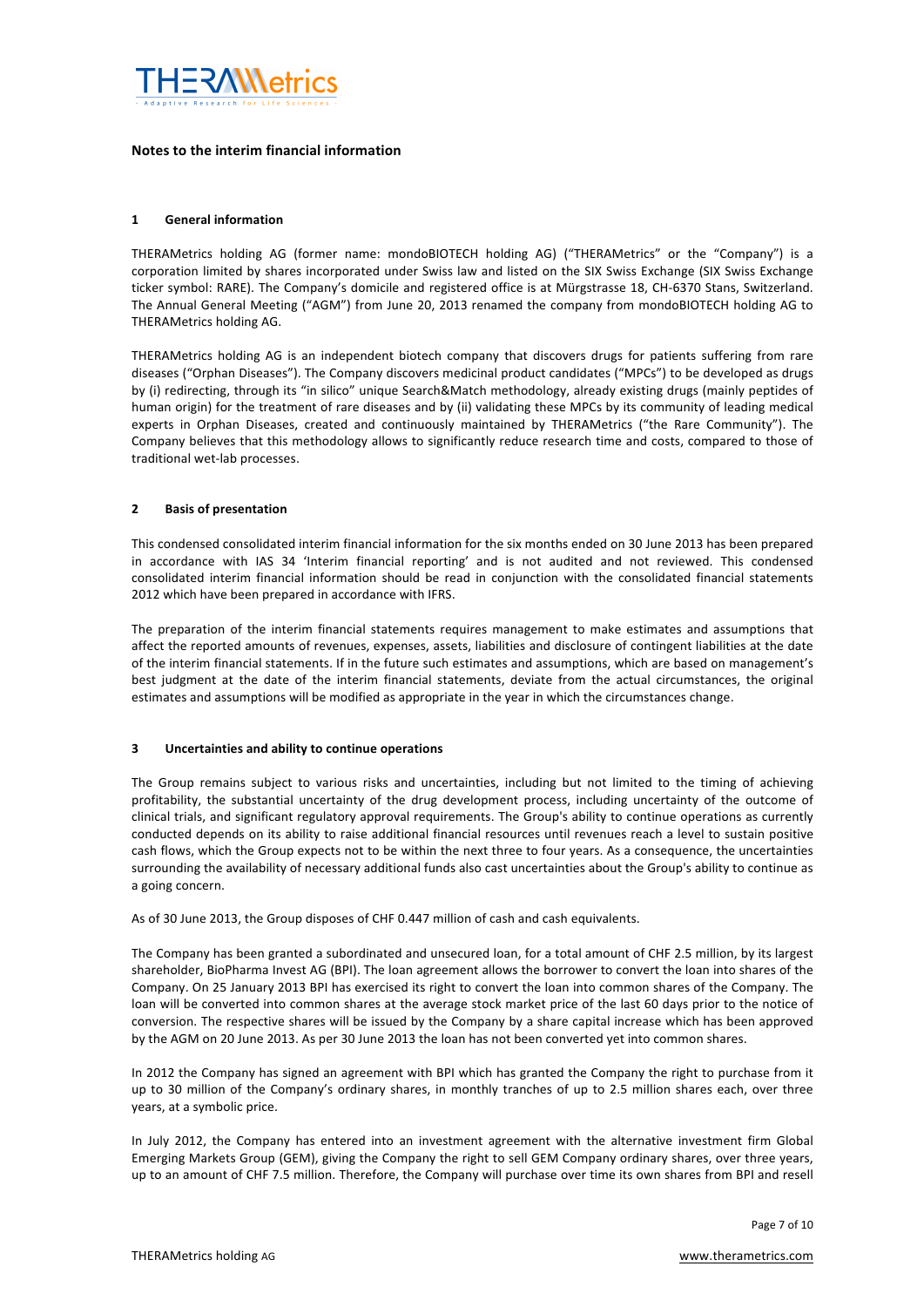## Notes to the interim financial information

### 1 General information

THERAMetrics holding AG (former name: mondoBIOTECH holding AG) ("THERAMetrics" or the "Company") is a corporation limited by shares incorporated under Swiss law and listed on the SIX Swiss Exchange (SIX Swiss Exchange ticker symbol: RARE). The Company's domicile and registered office is at Mürgstrasse 18, CH-6370 Stans, Switzerland. The Annual General Meeting ("AGM") from June 20, 2013 renamed the company from mondoBIOTECH holding AG to THERAMetrics holding AG.

THERAMetrics holding AG is an independent biotech company that discovers drugs for patients suffering from rare diseases ("Orphan Diseases"). The Company discovers medicinal product candidates ("MPCs") to be developed as drugs by (i) redirecting, through its "in silico" unique Search&Match methodology, already existing drugs (mainly peptides of human origin) for the treatment of rare diseases and by (ii) validating these MPCs by its community of leading medical experts in Orphan Diseases, created and continuously maintained by THERAMetrics ("the Rare Community"). The Company believes that this methodology allows to significantly reduce research time and costs, compared to those of traditional wet-lab processes.

### 2 Basis of presentation

This condensed consolidated interim financial information for the six months ended on 30 June 2013 has been prepared in accordance with IAS 34 'Interim financial reporting' and is not audited and not reviewed. This condensed consolidated interim financial information should be read in conjunction with the consolidated financial statements 2012 which have been prepared in accordance with IFRS.

The preparation of the interim financial statements requires management to make estimates and assumptions that affect the reported amounts of revenues, expenses, assets, liabilities and disclosure of contingent liabilities at the date of the interim financial statements. If in the future such estimates and assumptions, which are based on management's best judgment at the date of the interim financial statements, deviate from the actual circumstances, the original estimates and assumptions will be modified as appropriate in the year in which the circumstances change.

### 3 Uncertainties and ability to continue operations

The Group remains subject to various risks and uncertainties, including but not limited to the timing of achieving profitability, the substantial uncertainty of the drug development process, including uncertainty of the outcome of clinical trials, and significant regulatory approval requirements. The Group's ability to continue operations as currently conducted depends on its ability to raise additional financial resources until revenues reach a level to sustain positive cash flows, which the Group expects not to be within the next three to four years. As a consequence, the uncertainties surrounding the availability of necessary additional funds also cast uncertainties about the Group's ability to continue as a going concern.

As of 30 June 2013, the Group disposes of CHF 0.447 million of cash and cash equivalents.

The Company has been granted a subordinated and unsecured loan, for a total amount of CHF 2.5 million, by its largest shareholder, BioPharma Invest AG (BPI). The loan agreement allows the borrower to convert the loan into shares of the Company. On 25 January 2013 BPI has exercised its right to convert the loan into common shares of the Company. The loan will be converted into common shares at the average stock market price of the last 60 days prior to the notice of conversion. The respective shares will be issued by the Company by a share capital increase which has been approved by the AGM on 20 June 2013. As per 30 June 2013 the loan has not been converted yet into common shares.

In 2012 the Company has signed an agreement with BPI which has granted the Company the right to purchase from it up to 30 million of the Company's ordinary shares, in monthly tranches of up to 2.5 million shares each, over three years, at a symbolic price.

In July 2012, the Company has entered into an investment agreement with the alternative investment firm Global Emerging Markets Group (GEM), giving the Company the right to sell GEM Company ordinary shares, over three years, up to an amount of CHF 7.5 million. Therefore, the Company will purchase over time its own shares from BPI and resell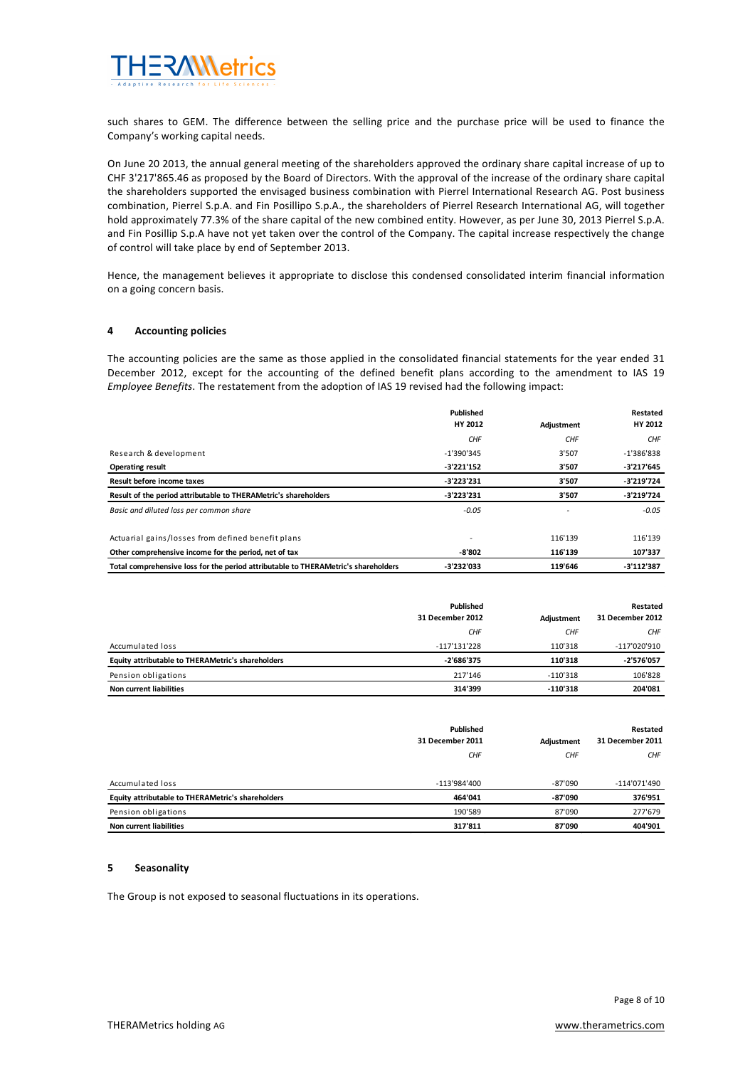such shares to GEM. The difference between the selling price and the purchase price will be used to finance the Company's working capital needs.

On June 20 2013, the annual general meeting of the shareholders approved the ordinary share capital increase of up to CHF 3'217'865.46 as proposed by the Board of Directors. With the approval of the increase of the ordinary share capital the shareholders supported the envisaged business combination with Pierrel International Research AG. Post business combination, Pierrel S.p.A. and Fin Posillipo S.p.A., the shareholders of Pierrel Research International AG, will together hold approximately 77.3% of the share capital of the new combined entity. However, as per June 30, 2013 Pierrel S.p.A. and Fin Posillip S.p.A have not yet taken over the control of the Company. The capital increase respectively the change of control will take place by end of September 2013.

Hence, the management believes it appropriate to disclose this condensed consolidated interim financial information on a going concern basis.

## 4 Accounting policies

The accounting policies are the same as those applied in the consolidated financial statements for the year ended 31 December 2012, except for the accounting of the defined benefit plans according to the amendment to IAS 19 *Employee Benefits*. The restatement from the adoption of IAS 19 revised had the following impact:

| | Published HY 2012 | Adjustment | Restated HY 2012 |
|---|---|---|---|
| | *CHF* | *CHF* | *CHF* |
| Research & development | -1'390'345 | 3'507 | -1'386'838 |
| **Operating result** | **-3'221'152** | **3'507** | **-3'217'645** |
| **Result before income taxes** | **-3'223'231** | **3'507** | **-3'219'724** |
| **Result of the period attributable to THERAMetric's shareholders** | **-3'223'231** | **3'507** | **-3'219'724** |
| *Basic and diluted loss per common share* | *-0.05* | - | *-0.05* |
| Actuarial gains/losses from defined benefit plans | - | 116'139 | 116'139 |
| **Other comprehensive income for the period, net of tax** | **-8'802** | **116'139** | **107'337** |
| **Total comprehensive loss for the period attributable to THERAMetric's shareholders** | **-3'232'033** | **119'646** | **-3'112'387** |

| | Published 31 December 2012 | Adjustment | Restated 31 December 2012 |
|---|---|---|---|
| | *CHF* | *CHF* | *CHF* |
| Accumulated loss | -117'131'228 | 110'318 | -117'020'910 |
| **Equity attributable to THERAMetric's shareholders** | **-2'686'375** | **110'318** | **-2'576'057** |
| Pension obligations | 217'146 | -110'318 | 106'828 |
| **Non current liabilities** | **314'399** | **-110'318** | **204'081** |

| | Published 31 December 2011 | Adjustment | Restated 31 December 2011 |
|---|---|---|---|
| | *CHF* | *CHF* | *CHF* |
| Accumulated loss | -113'984'400 | -87'090 | -114'071'490 |
| **Equity attributable to THERAMetric's shareholders** | **464'041** | **-87'090** | **376'951** |
| Pension obligations | 190'589 | 87'090 | 277'679 |
| **Non current liabilities** | **317'811** | **87'090** | **404'901** |

## 5 Seasonality

The Group is not exposed to seasonal fluctuations in its operations.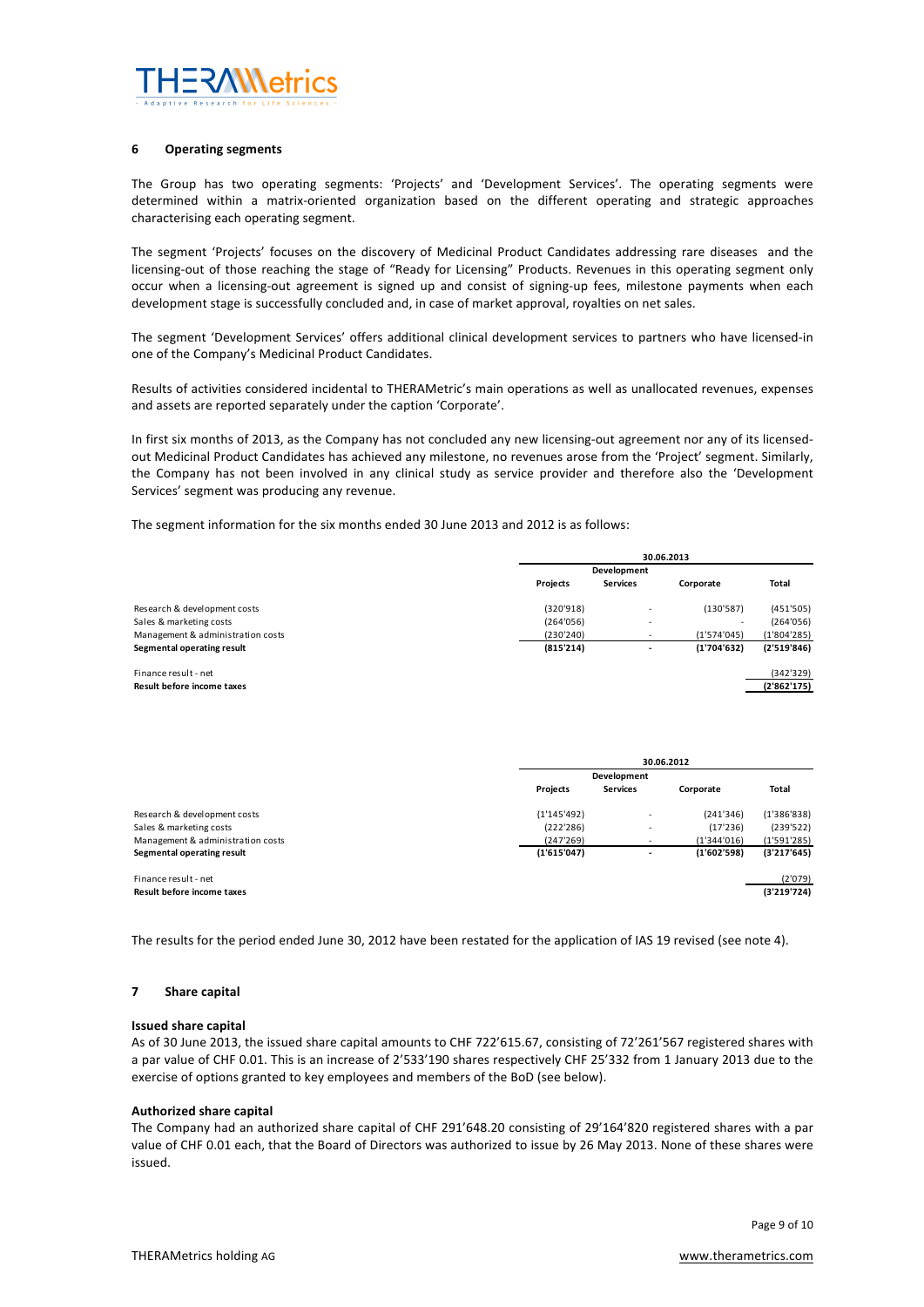## 6 Operating segments

The Group has two operating segments: 'Projects' and 'Development Services'. The operating segments were determined within a matrix-oriented organization based on the different operating and strategic approaches characterising each operating segment.

The segment 'Projects' focuses on the discovery of Medicinal Product Candidates addressing rare diseases and the licensing-out of those reaching the stage of "Ready for Licensing" Products. Revenues in this operating segment only occur when a licensing-out agreement is signed up and consist of signing-up fees, milestone payments when each development stage is successfully concluded and, in case of market approval, royalties on net sales.

The segment 'Development Services' offers additional clinical development services to partners who have licensed-in one of the Company's Medicinal Product Candidates.

Results of activities considered incidental to THERAMetric's main operations as well as unallocated revenues, expenses and assets are reported separately under the caption 'Corporate'.

In first six months of 2013, as the Company has not concluded any new licensing-out agreement nor any of its licensed-out Medicinal Product Candidates has achieved any milestone, no revenues arose from the 'Project' segment. Similarly, the Company has not been involved in any clinical study as service provider and therefore also the 'Development Services' segment was producing any revenue.

The segment information for the six months ended 30 June 2013 and 2012 is as follows:

| | 30.06.2013 | | | |
|---|---|---|---|---|
| | Projects | Development Services | Corporate | Total |
| Research & development costs | (320'918) | - | (130'587) | (451'505) |
| Sales & marketing costs | (264'056) | - | - | (264'056) |
| Management & administration costs | (230'240) | - | (1'574'045) | (1'804'285) |
| **Segmental operating result** | **(815'214)** | **-** | **(1'704'632)** | **(2'519'846)** |
| Finance result - net | | | | (342'329) |
| **Result before income taxes** | | | | **(2'862'175)** |

| | 30.06.2012 | | | |
|---|---|---|---|---|
| | Projects | Development Services | Corporate | Total |
| Research & development costs | (1'145'492) | - | (241'346) | (1'386'838) |
| Sales & marketing costs | (222'286) | - | (17'236) | (239'522) |
| Management & administration costs | (247'269) | - | (1'344'016) | (1'591'285) |
| **Segmental operating result** | **(1'615'047)** | **-** | **(1'602'598)** | **(3'217'645)** |
| Finance result - net | | | | (2'079) |
| **Result before income taxes** | | | | **(3'219'724)** |

The results for the period ended June 30, 2012 have been restated for the application of IAS 19 revised (see note 4).

## 7 Share capital

### Issued share capital

As of 30 June 2013, the issued share capital amounts to CHF 722'615.67, consisting of 72'261'567 registered shares with a par value of CHF 0.01. This is an increase of 2'533'190 shares respectively CHF 25'332 from 1 January 2013 due to the exercise of options granted to key employees and members of the BoD (see below).

### Authorized share capital

The Company had an authorized share capital of CHF 291'648.20 consisting of 29'164'820 registered shares with a par value of CHF 0.01 each, that the Board of Directors was authorized to issue by 26 May 2013. None of these shares were issued.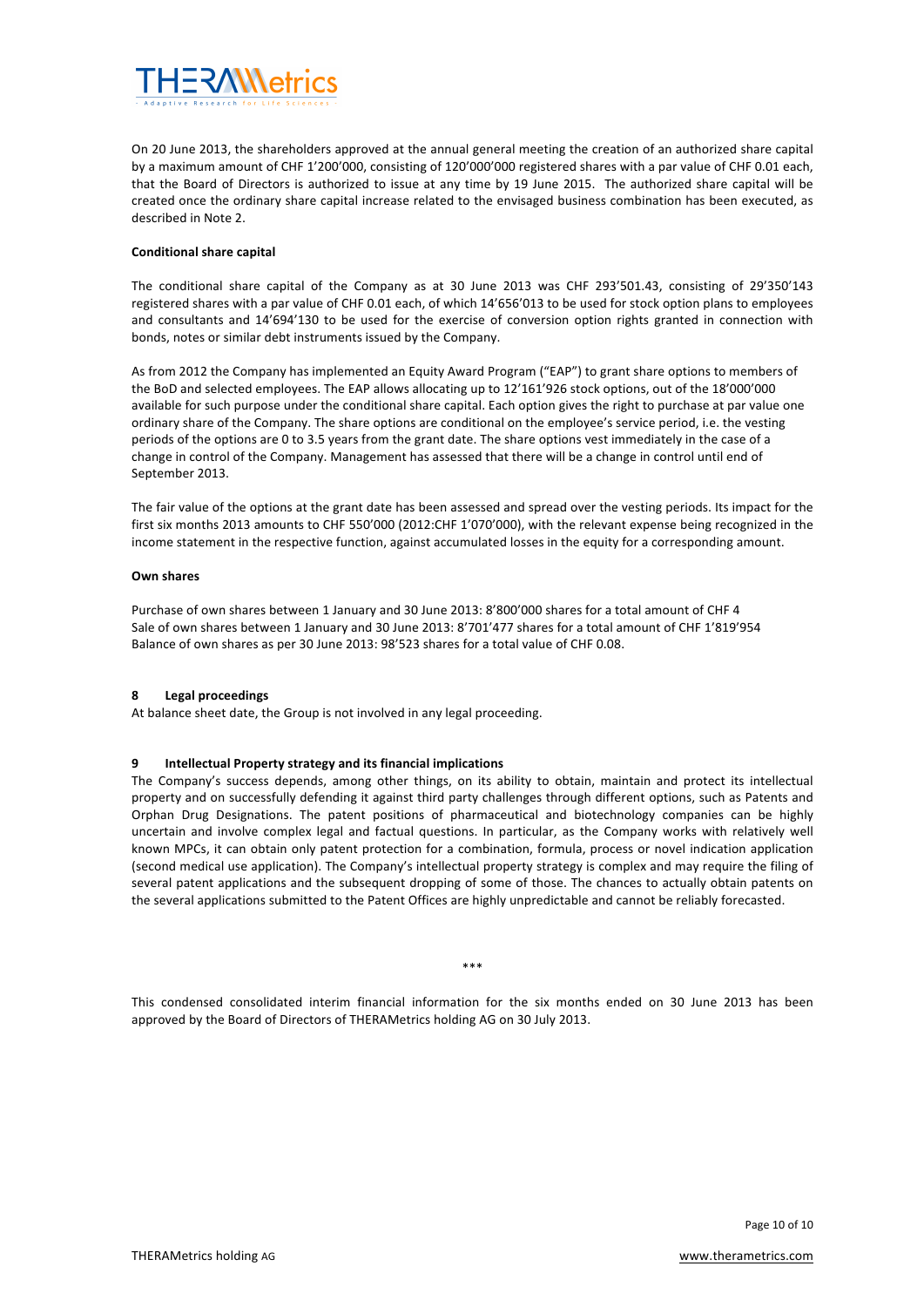On 20 June 2013, the shareholders approved at the annual general meeting the creation of an authorized share capital by a maximum amount of CHF 1'200'000, consisting of 120'000'000 registered shares with a par value of CHF 0.01 each, that the Board of Directors is authorized to issue at any time by 19 June 2015. The authorized share capital will be created once the ordinary share capital increase related to the envisaged business combination has been executed, as described in Note 2.

**Conditional share capital**

The conditional share capital of the Company as at 30 June 2013 was CHF 293'501.43, consisting of 29'350'143 registered shares with a par value of CHF 0.01 each, of which 14'656'013 to be used for stock option plans to employees and consultants and 14'694'130 to be used for the exercise of conversion option rights granted in connection with bonds, notes or similar debt instruments issued by the Company.

As from 2012 the Company has implemented an Equity Award Program ("EAP") to grant share options to members of the BoD and selected employees. The EAP allows allocating up to 12'161'926 stock options, out of the 18'000'000 available for such purpose under the conditional share capital. Each option gives the right to purchase at par value one ordinary share of the Company. The share options are conditional on the employee's service period, i.e. the vesting periods of the options are 0 to 3.5 years from the grant date. The share options vest immediately in the case of a change in control of the Company. Management has assessed that there will be a change in control until end of September 2013.

The fair value of the options at the grant date has been assessed and spread over the vesting periods. Its impact for the first six months 2013 amounts to CHF 550'000 (2012:CHF 1'070'000), with the relevant expense being recognized in the income statement in the respective function, against accumulated losses in the equity for a corresponding amount.

**Own shares**

Purchase of own shares between 1 January and 30 June 2013: 8'800'000 shares for a total amount of CHF 4
Sale of own shares between 1 January and 30 June 2013: 8'701'477 shares for a total amount of CHF 1'819'954
Balance of own shares as per 30 June 2013: 98'523 shares for a total value of CHF 0.08.

## 8 Legal proceedings

At balance sheet date, the Group is not involved in any legal proceeding.

## 9 Intellectual Property strategy and its financial implications

The Company's success depends, among other things, on its ability to obtain, maintain and protect its intellectual property and on successfully defending it against third party challenges through different options, such as Patents and Orphan Drug Designations. The patent positions of pharmaceutical and biotechnology companies can be highly uncertain and involve complex legal and factual questions. In particular, as the Company works with relatively well known MPCs, it can obtain only patent protection for a combination, formula, process or novel indication application (second medical use application). The Company's intellectual property strategy is complex and may require the filing of several patent applications and the subsequent dropping of some of those. The chances to actually obtain patents on the several applications submitted to the Patent Offices are highly unpredictable and cannot be reliably forecasted.

\*\*\*

This condensed consolidated interim financial information for the six months ended on 30 June 2013 has been approved by the Board of Directors of THERAMetrics holding AG on 30 July 2013.